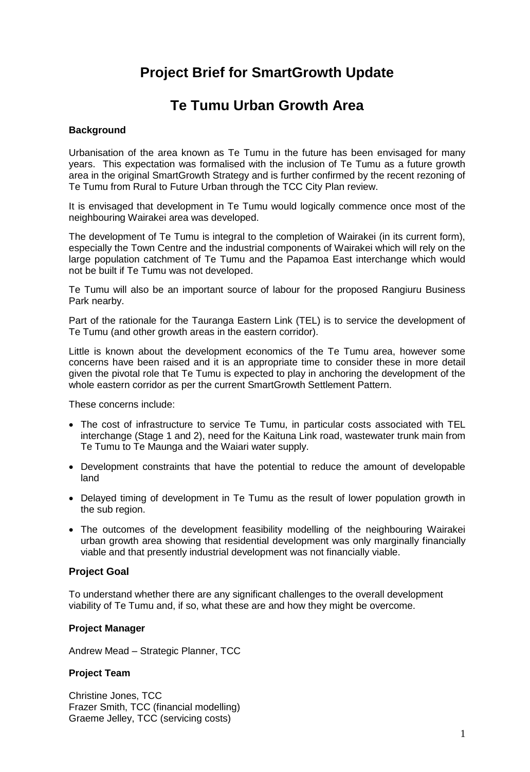# Project Brief for SmartGrowth Update

# Te Tumu Urban Growth Area

**Background**

Urbanisation of the area known as Te Tumu in the future has been envisaged for many years. This expectation was formalised with the inclusion of Te Tumu as a future growth area in the original SmartGrowth Strategy and is further confirmed by the recent rezoning of Te Tumu from Rural to Future Urban through the TCC City Plan review.

It is envisaged that development in Te Tumu would logically commence once most of the neighbouring Wairakei area was developed.

The development of Te Tumu is integral to the completion of Wairakei (in its current form), especially the Town Centre and the industrial components of Wairakei which will rely on the large population catchment of Te Tumu and the Papamoa East interchange which would not be built if Te Tumu was not developed.

Te Tumu will also be an important source of labour for the proposed Rangiuru Business Park nearby.

Part of the rationale for the Tauranga Eastern Link (TEL) is to service the development of Te Tumu (and other growth areas in the eastern corridor).

Little is known about the development economics of the Te Tumu area, however some concerns have been raised and it is an appropriate time to consider these in more detail given the pivotal role that Te Tumu is expected to play in anchoring the development of the whole eastern corridor as per the current SmartGrowth Settlement Pattern.

These concerns include:

- The cost of infrastructure to service Te Tumu, in particular costs associated with TEL interchange (Stage 1 and 2), need for the Kaituna Link road, wastewater trunk main from Te Tumu to Te Maunga and the Waiari water supply.
- Development constraints that have the potential to reduce the amount of developable land
- Delayed timing of development in Te Tumu as the result of lower population growth in the sub region.
- The outcomes of the development feasibility modelling of the neighbouring Wairakei urban growth area showing that residential development was only marginally financially viable and that presently industrial development was not financially viable.

**Project Goal**

To understand whether there are any significant challenges to the overall development viability of Te Tumu and, if so, what these are and how they might be overcome.

**Project Manager**

Andrew Mead – Strategic Planner, TCC

**Project Team**

Christine Jones, TCC
Frazer Smith, TCC (financial modelling)
Graeme Jelley, TCC (servicing costs)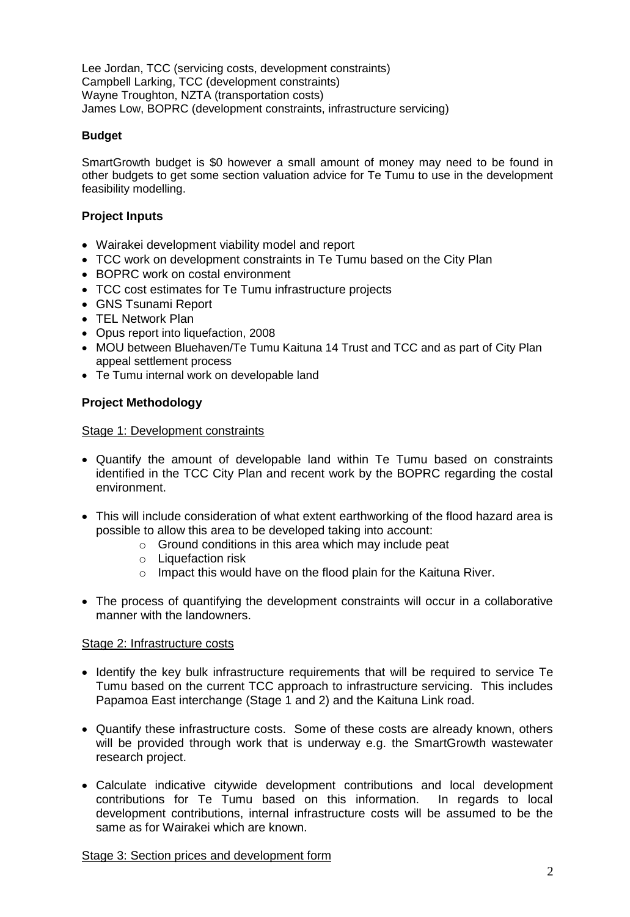Lee Jordan, TCC (servicing costs, development constraints)
Campbell Larking, TCC (development constraints)
Wayne Troughton, NZTA (transportation costs)
James Low, BOPRC (development constraints, infrastructure servicing)

**Budget**

SmartGrowth budget is $0 however a small amount of money may need to be found in other budgets to get some section valuation advice for Te Tumu to use in the development feasibility modelling.

## Project Inputs

- Wairakei development viability model and report
- TCC work on development constraints in Te Tumu based on the City Plan
- BOPRC work on costal environment
- TCC cost estimates for Te Tumu infrastructure projects
- GNS Tsunami Report
- TEL Network Plan
- Opus report into liquefaction, 2008
- MOU between Bluehaven/Te Tumu Kaituna 14 Trust and TCC and as part of City Plan appeal settlement process
- Te Tumu internal work on developable land

## Project Methodology

Stage 1: Development constraints

- Quantify the amount of developable land within Te Tumu based on constraints identified in the TCC City Plan and recent work by the BOPRC regarding the costal environment.

- This will include consideration of what extent earthworking of the flood hazard area is possible to allow this area to be developed taking into account:
  - Ground conditions in this area which may include peat
  - Liquefaction risk
  - Impact this would have on the flood plain for the Kaituna River.

- The process of quantifying the development constraints will occur in a collaborative manner with the landowners.

Stage 2: Infrastructure costs

- Identify the key bulk infrastructure requirements that will be required to service Te Tumu based on the current TCC approach to infrastructure servicing. This includes Papamoa East interchange (Stage 1 and 2) and the Kaituna Link road.

- Quantify these infrastructure costs. Some of these costs are already known, others will be provided through work that is underway e.g. the SmartGrowth wastewater research project.

- Calculate indicative citywide development contributions and local development contributions for Te Tumu based on this information. In regards to local development contributions, internal infrastructure costs will be assumed to be the same as for Wairakei which are known.

Stage 3: Section prices and development form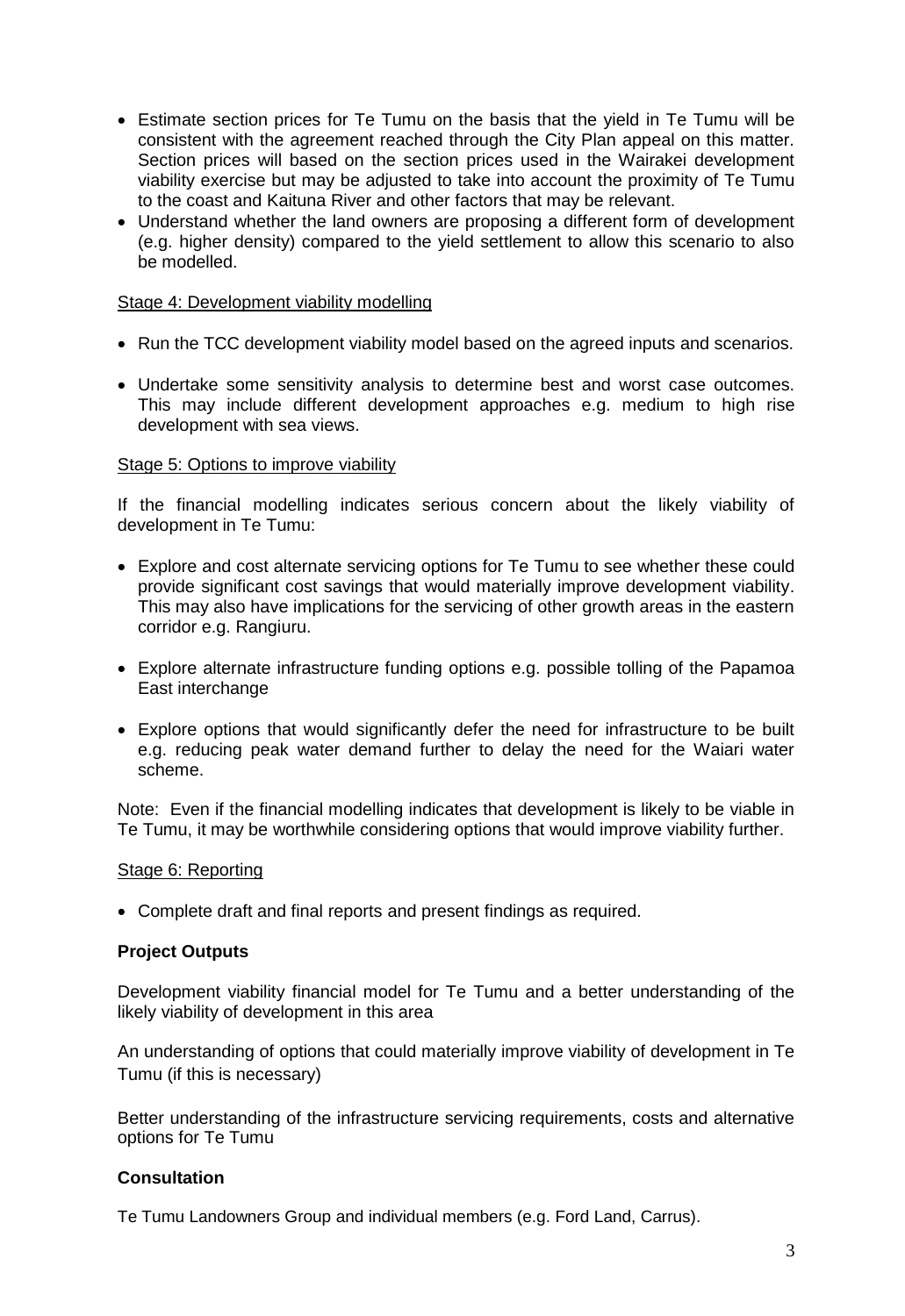- Estimate section prices for Te Tumu on the basis that the yield in Te Tumu will be consistent with the agreement reached through the City Plan appeal on this matter. Section prices will based on the section prices used in the Wairakei development viability exercise but may be adjusted to take into account the proximity of Te Tumu to the coast and Kaituna River and other factors that may be relevant.
- Understand whether the land owners are proposing a different form of development (e.g. higher density) compared to the yield settlement to allow this scenario to also be modelled.

Stage 4: Development viability modelling

- Run the TCC development viability model based on the agreed inputs and scenarios.
- Undertake some sensitivity analysis to determine best and worst case outcomes. This may include different development approaches e.g. medium to high rise development with sea views.

Stage 5: Options to improve viability

If the financial modelling indicates serious concern about the likely viability of development in Te Tumu:

- Explore and cost alternate servicing options for Te Tumu to see whether these could provide significant cost savings that would materially improve development viability. This may also have implications for the servicing of other growth areas in the eastern corridor e.g. Rangiuru.
- Explore alternate infrastructure funding options e.g. possible tolling of the Papamoa East interchange
- Explore options that would significantly defer the need for infrastructure to be built e.g. reducing peak water demand further to delay the need for the Waiari water scheme.

Note: Even if the financial modelling indicates that development is likely to be viable in Te Tumu, it may be worthwhile considering options that would improve viability further.

Stage 6: Reporting

- Complete draft and final reports and present findings as required.

**Project Outputs**

Development viability financial model for Te Tumu and a better understanding of the likely viability of development in this area

An understanding of options that could materially improve viability of development in Te Tumu (if this is necessary)

Better understanding of the infrastructure servicing requirements, costs and alternative options for Te Tumu

**Consultation**

Te Tumu Landowners Group and individual members (e.g. Ford Land, Carrus).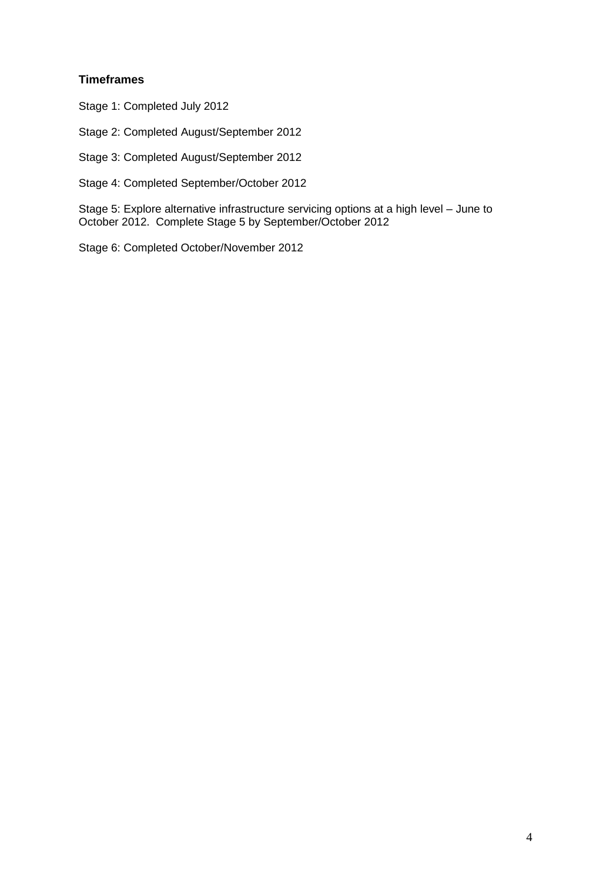**Timeframes**

Stage 1: Completed July 2012

Stage 2: Completed August/September 2012

Stage 3: Completed August/September 2012

Stage 4: Completed September/October 2012

Stage 5: Explore alternative infrastructure servicing options at a high level – June to October 2012. Complete Stage 5 by September/October 2012

Stage 6: Completed October/November 2012